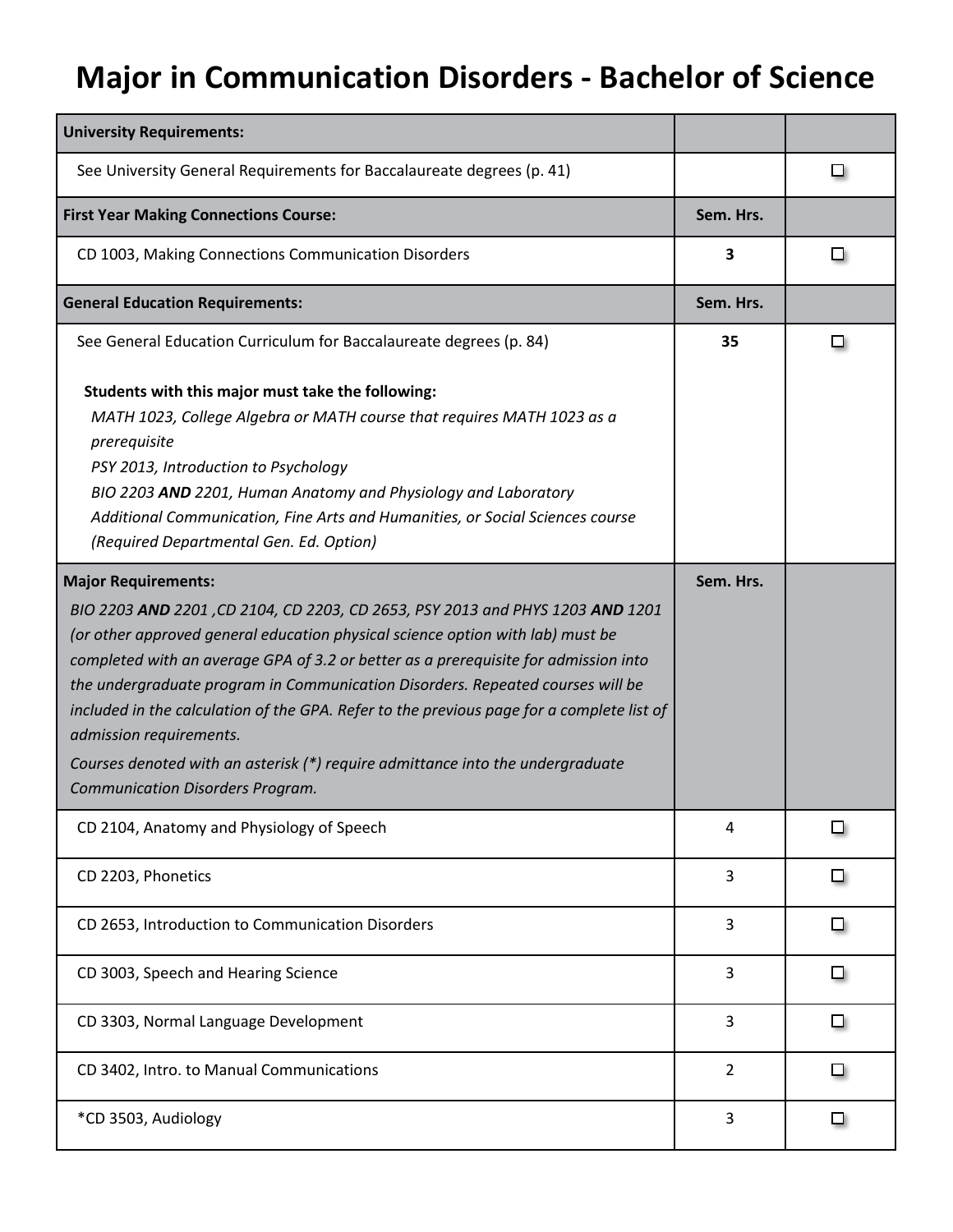# Major in Communication Disorders - Bachelor of Science

| **University Requirements:** | | |
|---|---|---|
| See University General Requirements for Baccalaureate degrees (p. 41) | | ☐ |
| **First Year Making Connections Course:** | **Sem. Hrs.** | |
| CD 1003, Making Connections Communication Disorders | **3** | ☐ |
| **General Education Requirements:** | **Sem. Hrs.** | |
| See General Education Curriculum for Baccalaureate degrees (p. 84)<br><br>**Students with this major must take the following:**<br>*MATH 1023, College Algebra or MATH course that requires MATH 1023 as a prerequisite*<br>*PSY 2013, Introduction to Psychology*<br>*BIO 2203* ***AND*** *2201, Human Anatomy and Physiology and Laboratory*<br>*Additional Communication, Fine Arts and Humanities, or Social Sciences course (Required Departmental Gen. Ed. Option)* | **35** | ☐ |
| **Major Requirements:**<br>*BIO 2203* ***AND*** *2201 ,CD 2104, CD 2203, CD 2653, PSY 2013 and PHYS 1203* ***AND*** *1201 (or other approved general education physical science option with lab) must be completed with an average GPA of 3.2 or better as a prerequisite for admission into the undergraduate program in Communication Disorders. Repeated courses will be included in the calculation of the GPA. Refer to the previous page for a complete list of admission requirements.*<br>*Courses denoted with an asterisk (*) require admittance into the undergraduate Communication Disorders Program.* | **Sem. Hrs.** | |
| CD 2104, Anatomy and Physiology of Speech | 4 | ☐ |
| CD 2203, Phonetics | 3 | ☐ |
| CD 2653, Introduction to Communication Disorders | 3 | ☐ |
| CD 3003, Speech and Hearing Science | 3 | ☐ |
| CD 3303, Normal Language Development | 3 | ☐ |
| CD 3402, Intro. to Manual Communications | 2 | ☐ |
| *CD 3503, Audiology | 3 | ☐ |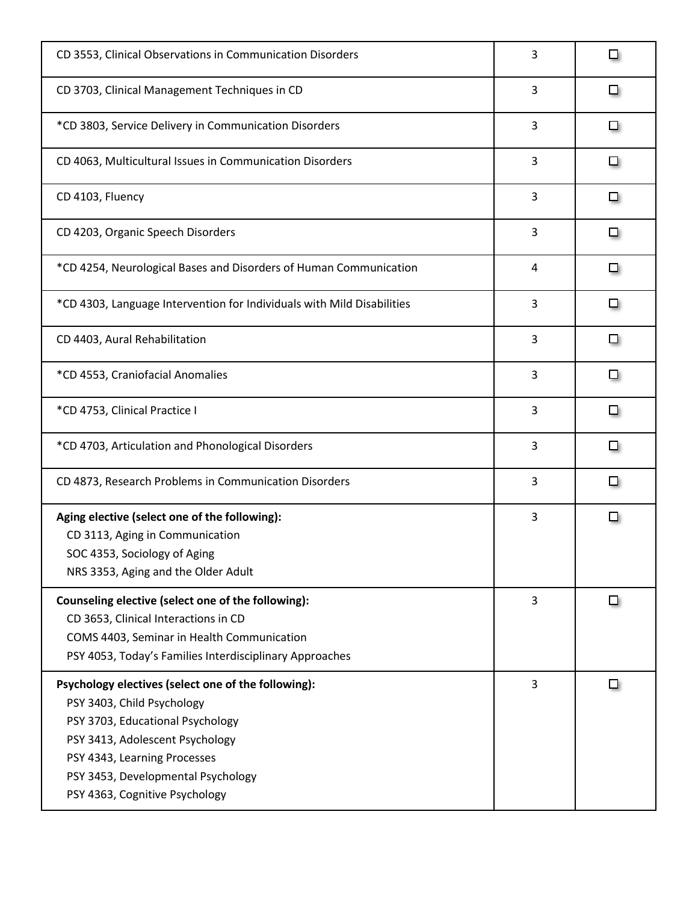| | | |
|---|---|---|
| CD 3553, Clinical Observations in Communication Disorders | 3 | ☐ |
| CD 3703, Clinical Management Techniques in CD | 3 | ☐ |
| *CD 3803, Service Delivery in Communication Disorders | 3 | ☐ |
| CD 4063, Multicultural Issues in Communication Disorders | 3 | ☐ |
| CD 4103, Fluency | 3 | ☐ |
| CD 4203, Organic Speech Disorders | 3 | ☐ |
| *CD 4254, Neurological Bases and Disorders of Human Communication | 4 | ☐ |
| *CD 4303, Language Intervention for Individuals with Mild Disabilities | 3 | ☐ |
| CD 4403, Aural Rehabilitation | 3 | ☐ |
| *CD 4553, Craniofacial Anomalies | 3 | ☐ |
| *CD 4753, Clinical Practice I | 3 | ☐ |
| *CD 4703, Articulation and Phonological Disorders | 3 | ☐ |
| CD 4873, Research Problems in Communication Disorders | 3 | ☐ |
| **Aging elective (select one of the following):**<br>CD 3113, Aging in Communication<br>SOC 4353, Sociology of Aging<br>NRS 3353, Aging and the Older Adult | 3 | ☐ |
| **Counseling elective (select one of the following):**<br>CD 3653, Clinical Interactions in CD<br>COMS 4403, Seminar in Health Communication<br>PSY 4053, Today's Families Interdisciplinary Approaches | 3 | ☐ |
| **Psychology electives (select one of the following):**<br>PSY 3403, Child Psychology<br>PSY 3703, Educational Psychology<br>PSY 3413, Adolescent Psychology<br>PSY 4343, Learning Processes<br>PSY 3453, Developmental Psychology<br>PSY 4363, Cognitive Psychology | 3 | ☐ |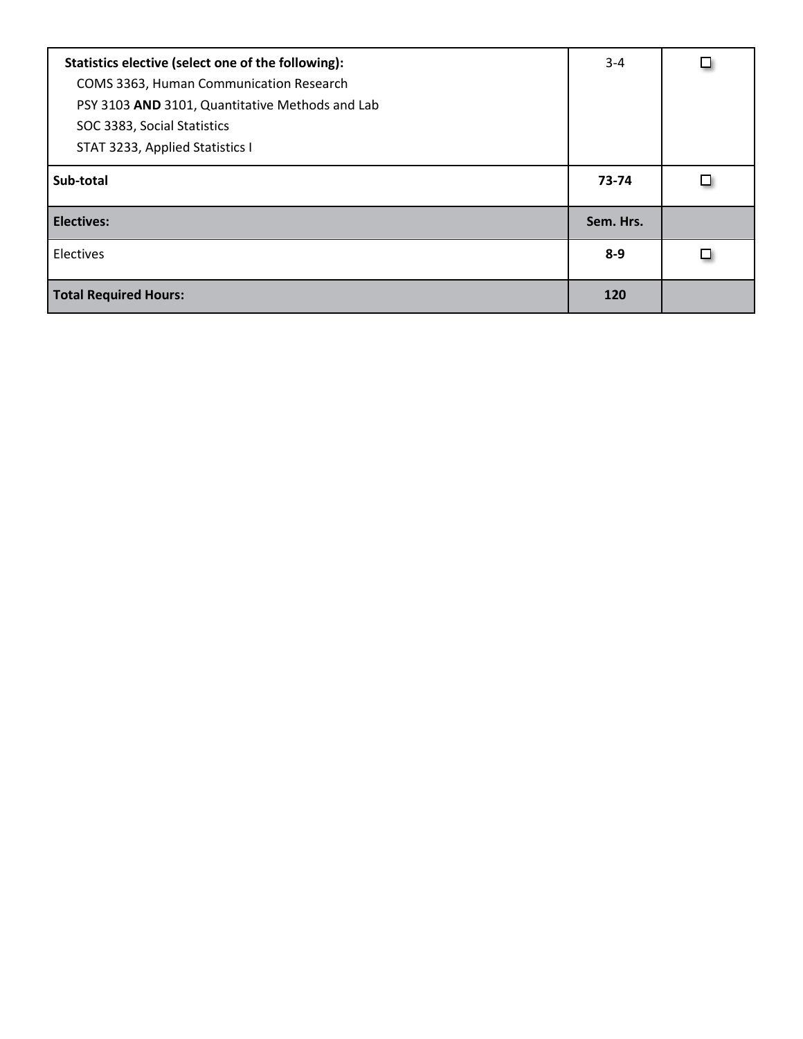| | | |
|---|---|---|
| **Statistics elective (select one of the following):**<br>COMS 3363, Human Communication Research<br>PSY 3103 **AND** 3101, Quantitative Methods and Lab<br>SOC 3383, Social Statistics<br>STAT 3233, Applied Statistics I | 3-4 | ☐ |
| **Sub-total** | **73-74** | ☐ |
| **Electives:** | **Sem. Hrs.** | |
| Electives | **8-9** | ☐ |
| **Total Required Hours:** | **120** | |